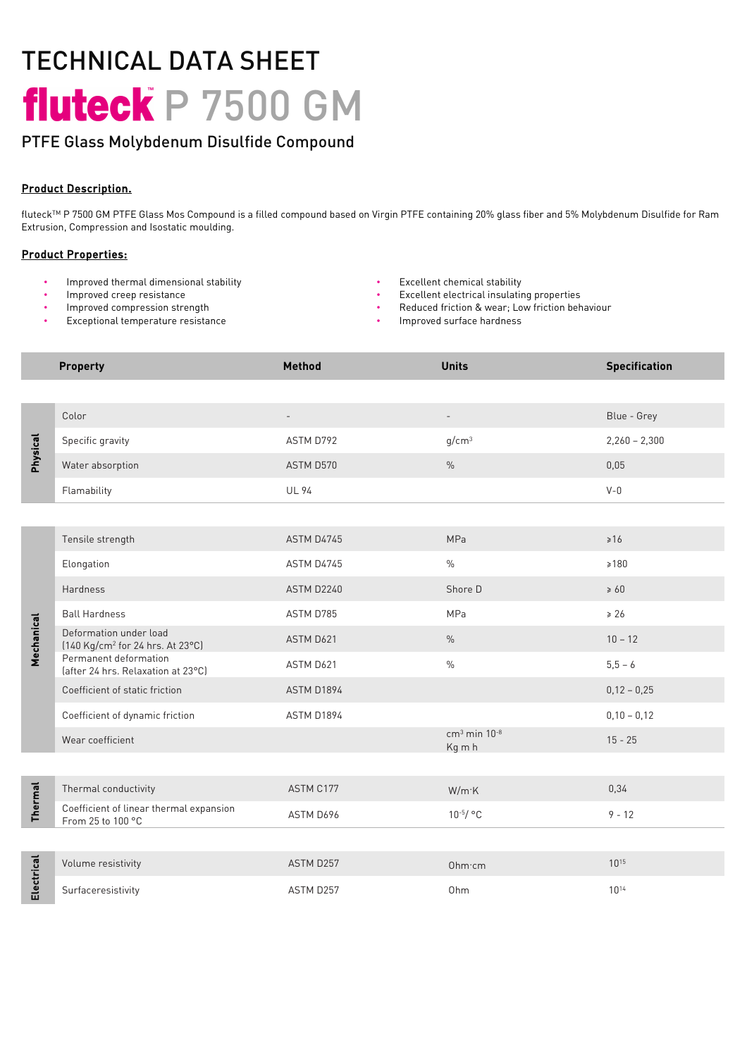# TECHNICAL DATA SHEET

# fluteck™ P 7500 GM

## PTFE Glass Molybdenum Disulfide Compound

**Product Description.**

fluteck™ P 7500 GM PTFE Glass Mos Compound is a filled compound based on Virgin PTFE containing 20% glass fiber and 5% Molybdenum Disulfide for Ram Extrusion, Compression and Isostatic moulding.

**Product Properties:**

- Improved thermal dimensional stability
- Improved creep resistance
- Improved compression strength
- Exceptional temperature resistance
- Excellent chemical stability
- Excellent electrical insulating properties
- Reduced friction & wear; Low friction behaviour
- Improved surface hardness

| | Property | Method | Units | Specification |
|---|---|---|---|---|
| Physical | Color | - | - | Blue - Grey |
| | Specific gravity | ASTM D792 | g/cm³ | 2,260 – 2,300 |
| | Water absorption | ASTM D570 | % | 0,05 |
| | Flamability | UL 94 | | V-0 |
| Mechanical | Tensile strength | ASTM D4745 | MPa | ≥16 |
| | Elongation | ASTM D4745 | % | ≥180 |
| | Hardness | ASTM D2240 | Shore D | ≥ 60 |
| | Ball Hardness | ASTM D785 | MPa | ≥ 26 |
| | Deformation under load (140 Kg/cm² for 24 hrs. At 23°C) | ASTM D621 | % | 10 – 12 |
| | Permanent deformation (after 24 hrs. Relaxation at 23°C) | ASTM D621 | % | 5,5 – 6 |
| | Coefficient of static friction | ASTM D1894 | | 0,12 – 0,25 |
| | Coefficient of dynamic friction | ASTM D1894 | | 0,10 – 0,12 |
| | Wear coefficient | | $\frac{cm^3\ min\ 10^{-8}}{Kg\ m\ h}$ | 15 - 25 |
| Thermal | Thermal conductivity | ASTM C177 | W/m·K | 0,34 |
| | Coefficient of linear thermal expansion From 25 to 100 °C | ASTM D696 | $10^{-5}$/ °C | 9 - 12 |
| Electrical | Volume resistivity | ASTM D257 | Ohm·cm | $10^{15}$ |
| | Surfaceresistivity | ASTM D257 | Ohm | $10^{14}$ |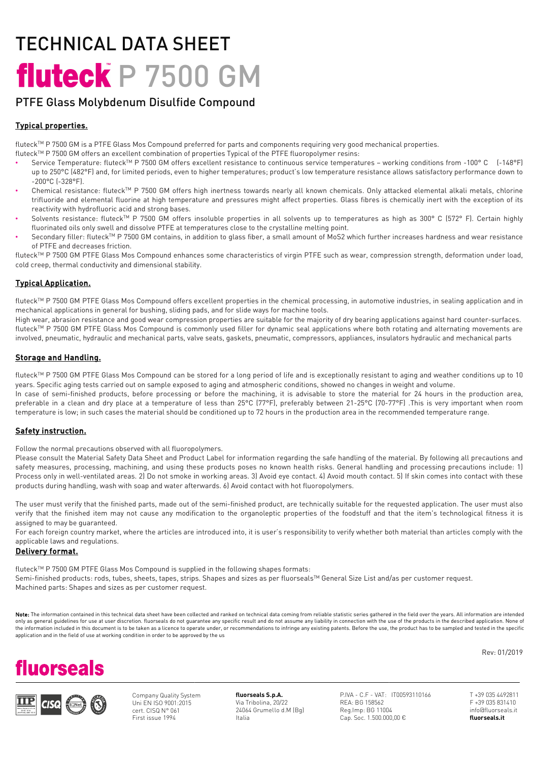# TECHNICAL DATA SHEET

# fluteck™ P 7500 GM

## PTFE Glass Molybdenum Disulfide Compound

### Typical properties.

fluteck™ P 7500 GM is a PTFE Glass Mos Compound preferred for parts and components requiring very good mechanical properties.
fluteck™ P 7500 GM offers an excellent combination of properties Typical of the PTFE fluoropolymer resins:

- Service Temperature: fluteck™ P 7500 GM offers excellent resistance to continuous service temperatures – working conditions from -100° C (-148°F) up to 250°C (482°F) and, for limited periods, even to higher temperatures; product's low temperature resistance allows satisfactory performance down to -200°C (-328°F).
- Chemical resistance: fluteck™ P 7500 GM offers high inertness towards nearly all known chemicals. Only attacked elemental alkali metals, chlorine trifluoride and elemental fluorine at high temperature and pressures might affect properties. Glass fibres is chemically inert with the exception of its reactivity with hydrofluoric acid and strong bases.
- Solvents resistance: fluteck™ P 7500 GM offers insoluble properties in all solvents up to temperatures as high as 300° C (572° F). Certain highly fluorinated oils only swell and dissolve PTFE at temperatures close to the crystalline melting point.
- Secondary filler: fluteck™ P 7500 GM contains, in addition to glass fiber, a small amount of MoS2 which further increases hardness and wear resistance of PTFE and decreases friction.

fluteck™ P 7500 GM PTFE Glass Mos Compound enhances some characteristics of virgin PTFE such as wear, compression strength, deformation under load, cold creep, thermal conductivity and dimensional stability.

### Typical Application.

fluteck™ P 7500 GM PTFE Glass Mos Compound offers excellent properties in the chemical processing, in automotive industries, in sealing application and in mechanical applications in general for bushing, sliding pads, and for slide ways for machine tools.
High wear, abrasion resistance and good wear compression properties are suitable for the majority of dry bearing applications against hard counter-surfaces.
fluteck™ P 7500 GM PTFE Glass Mos Compound is commonly used filler for dynamic seal applications where both rotating and alternating movements are involved, pneumatic, hydraulic and mechanical parts, valve seats, gaskets, pneumatic, compressors, appliances, insulators hydraulic and mechanical parts

### Storage and Handling.

fluteck™ P 7500 GM PTFE Glass Mos Compound can be stored for a long period of life and is exceptionally resistant to aging and weather conditions up to 10 years. Specific aging tests carried out on sample exposed to aging and atmospheric conditions, showed no changes in weight and volume.
In case of semi-finished products, before processing or before the machining, it is advisable to store the material for 24 hours in the production area, preferable in a clean and dry place at a temperature of less than 25°C (77°F), preferably between 21-25°C (70-77°F) .This is very important when room temperature is low; in such cases the material should be conditioned up to 72 hours in the production area in the recommended temperature range.

### Safety instruction.

Follow the normal precautions observed with all fluoropolymers.
Please consult the Material Safety Data Sheet and Product Label for information regarding the safe handling of the material. By following all precautions and safety measures, processing, machining, and using these products poses no known health risks. General handling and processing precautions include: 1) Process only in well-ventilated areas. 2) Do not smoke in working areas. 3) Avoid eye contact. 4) Avoid mouth contact. 5) If skin comes into contact with these products during handling, wash with soap and water afterwards. 6) Avoid contact with hot fluoropolymers.

The user must verify that the finished parts, made out of the semi-finished product, are technically suitable for the requested application. The user must also verify that the finished item may not cause any modification to the organoleptic properties of the foodstuff and that the item's technological fitness it is assigned to may be guaranteed.
For each foreign country market, where the articles are introduced into, it is user's responsibility to verify whether both material than articles comply with the applicable laws and regulations.

### Delivery format.

fluteck™ P 7500 GM PTFE Glass Mos Compound is supplied in the following shapes formats:
Semi-finished products: rods, tubes, sheets, tapes, strips. Shapes and sizes as per fluorseals™ General Size List and/as per customer request.
Machined parts: Shapes and sizes as per customer request.

**Note:** The information contained in this technical data sheet have been collected and ranked on technical data coming from reliable statistic series gathered in the field over the years. All information are intended only as general guidelines for use at user discretion. fluorseals do not guarantee any specific result and do not assume any liability in connection with the use of the products in the described application. None of the information included in this document is to be taken as a licence to operate under, or recommendations to infringe any existing patents. Before the use, the product has to be sampled and tested in the specific application and in the field of use at working condition in order to be approved by the us

Rev: 01/2019

fluorseals

Company Quality System
Uni EN ISO 9001:2015
cert. CISQ N° 061
First issue 1994

**fluorseals S.p.A.**
Via Tribolina, 20/22
24064 Grumello d.M (Bg)
Italia

P.IVA - C.F - VAT: IT00593110166
REA: BG 158562
Reg.Imp: BG 11004
Cap. Soc. 1.500.000,00 €

T +39 035 4492811
F +39 035 831410
info@fluorseals.it
**fluorseals.it**